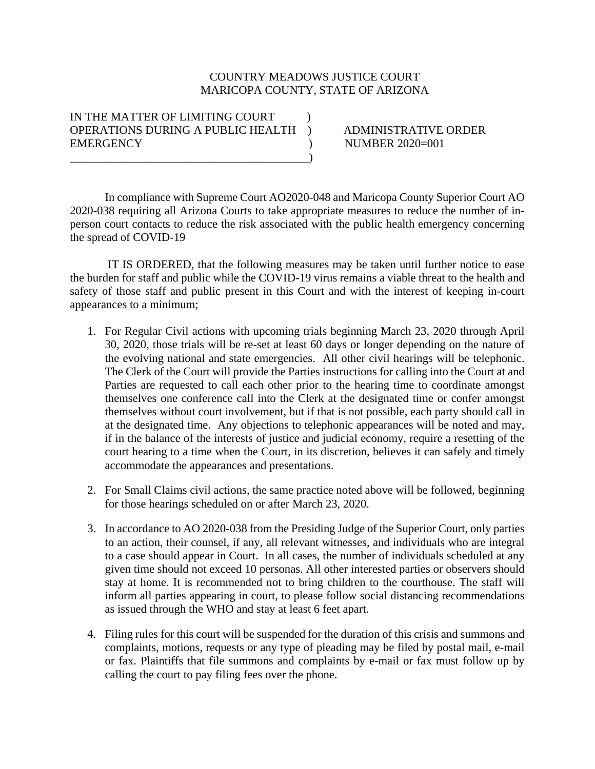COUNTRY MEADOWS JUSTICE COURT
MARICOPA COUNTY, STATE OF ARIZONA

| | | |
|---|---|---|
| IN THE MATTER OF LIMITING COURT OPERATIONS DURING A PUBLIC HEALTH EMERGENCY | ) | ADMINISTRATIVE ORDER NUMBER 2020=001 |

In compliance with Supreme Court AO2020-048 and Maricopa County Superior Court AO 2020-038 requiring all Arizona Courts to take appropriate measures to reduce the number of in-person court contacts to reduce the risk associated with the public health emergency concerning the spread of COVID-19

IT IS ORDERED, that the following measures may be taken until further notice to ease the burden for staff and public while the COVID-19 virus remains a viable threat to the health and safety of those staff and public present in this Court and with the interest of keeping in-court appearances to a minimum;

1. For Regular Civil actions with upcoming trials beginning March 23, 2020 through April 30, 2020, those trials will be re-set at least 60 days or longer depending on the nature of the evolving national and state emergencies. All other civil hearings will be telephonic. The Clerk of the Court will provide the Parties instructions for calling into the Court at and Parties are requested to call each other prior to the hearing time to coordinate amongst themselves one conference call into the Clerk at the designated time or confer amongst themselves without court involvement, but if that is not possible, each party should call in at the designated time. Any objections to telephonic appearances will be noted and may, if in the balance of the interests of justice and judicial economy, require a resetting of the court hearing to a time when the Court, in its discretion, believes it can safely and timely accommodate the appearances and presentations.

2. For Small Claims civil actions, the same practice noted above will be followed, beginning for those hearings scheduled on or after March 23, 2020.

3. In accordance to AO 2020-038 from the Presiding Judge of the Superior Court, only parties to an action, their counsel, if any, all relevant witnesses, and individuals who are integral to a case should appear in Court. In all cases, the number of individuals scheduled at any given time should not exceed 10 personas. All other interested parties or observers should stay at home. It is recommended not to bring children to the courthouse. The staff will inform all parties appearing in court, to please follow social distancing recommendations as issued through the WHO and stay at least 6 feet apart.

4. Filing rules for this court will be suspended for the duration of this crisis and summons and complaints, motions, requests or any type of pleading may be filed by postal mail, e-mail or fax. Plaintiffs that file summons and complaints by e-mail or fax must follow up by calling the court to pay filing fees over the phone.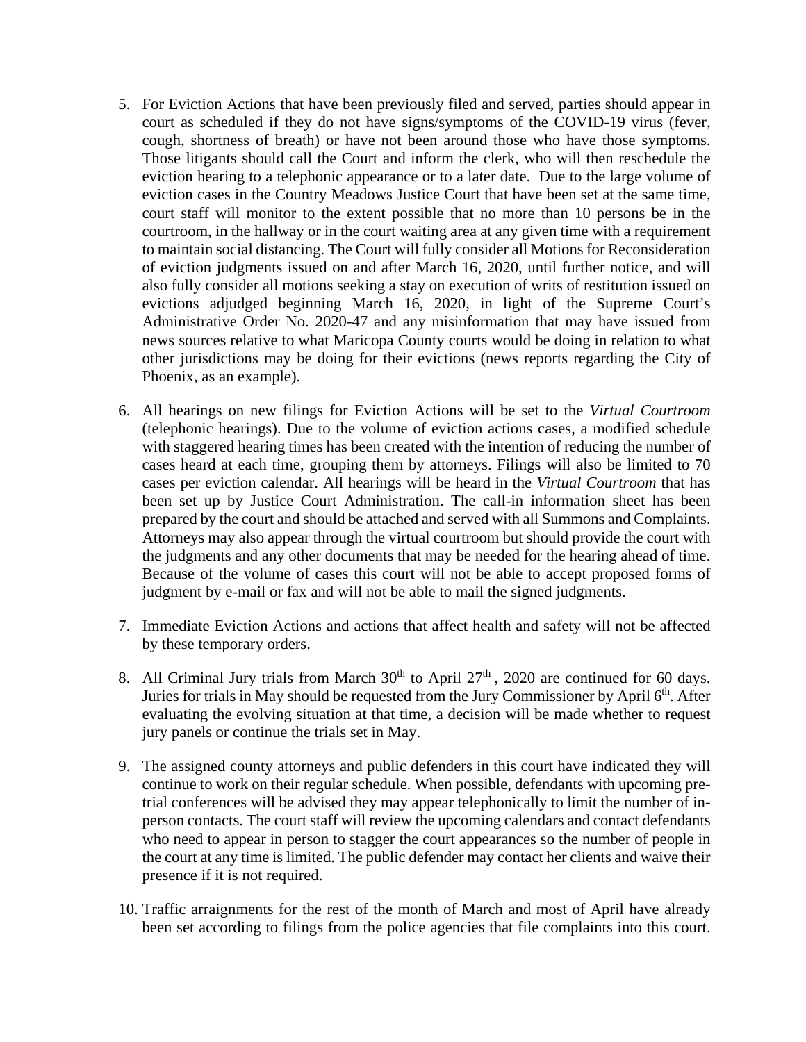5. For Eviction Actions that have been previously filed and served, parties should appear in court as scheduled if they do not have signs/symptoms of the COVID-19 virus (fever, cough, shortness of breath) or have not been around those who have those symptoms. Those litigants should call the Court and inform the clerk, who will then reschedule the eviction hearing to a telephonic appearance or to a later date. Due to the large volume of eviction cases in the Country Meadows Justice Court that have been set at the same time, court staff will monitor to the extent possible that no more than 10 persons be in the courtroom, in the hallway or in the court waiting area at any given time with a requirement to maintain social distancing. The Court will fully consider all Motions for Reconsideration of eviction judgments issued on and after March 16, 2020, until further notice, and will also fully consider all motions seeking a stay on execution of writs of restitution issued on evictions adjudged beginning March 16, 2020, in light of the Supreme Court's Administrative Order No. 2020-47 and any misinformation that may have issued from news sources relative to what Maricopa County courts would be doing in relation to what other jurisdictions may be doing for their evictions (news reports regarding the City of Phoenix, as an example).

6. All hearings on new filings for Eviction Actions will be set to the *Virtual Courtroom* (telephonic hearings). Due to the volume of eviction actions cases, a modified schedule with staggered hearing times has been created with the intention of reducing the number of cases heard at each time, grouping them by attorneys. Filings will also be limited to 70 cases per eviction calendar. All hearings will be heard in the *Virtual Courtroom* that has been set up by Justice Court Administration. The call-in information sheet has been prepared by the court and should be attached and served with all Summons and Complaints. Attorneys may also appear through the virtual courtroom but should provide the court with the judgments and any other documents that may be needed for the hearing ahead of time. Because of the volume of cases this court will not be able to accept proposed forms of judgment by e-mail or fax and will not be able to mail the signed judgments.

7. Immediate Eviction Actions and actions that affect health and safety will not be affected by these temporary orders.

8. All Criminal Jury trials from March 30th to April 27th, 2020 are continued for 60 days. Juries for trials in May should be requested from the Jury Commissioner by April 6th. After evaluating the evolving situation at that time, a decision will be made whether to request jury panels or continue the trials set in May.

9. The assigned county attorneys and public defenders in this court have indicated they will continue to work on their regular schedule. When possible, defendants with upcoming pre-trial conferences will be advised they may appear telephonically to limit the number of in-person contacts. The court staff will review the upcoming calendars and contact defendants who need to appear in person to stagger the court appearances so the number of people in the court at any time is limited. The public defender may contact her clients and waive their presence if it is not required.

10. Traffic arraignments for the rest of the month of March and most of April have already been set according to filings from the police agencies that file complaints into this court.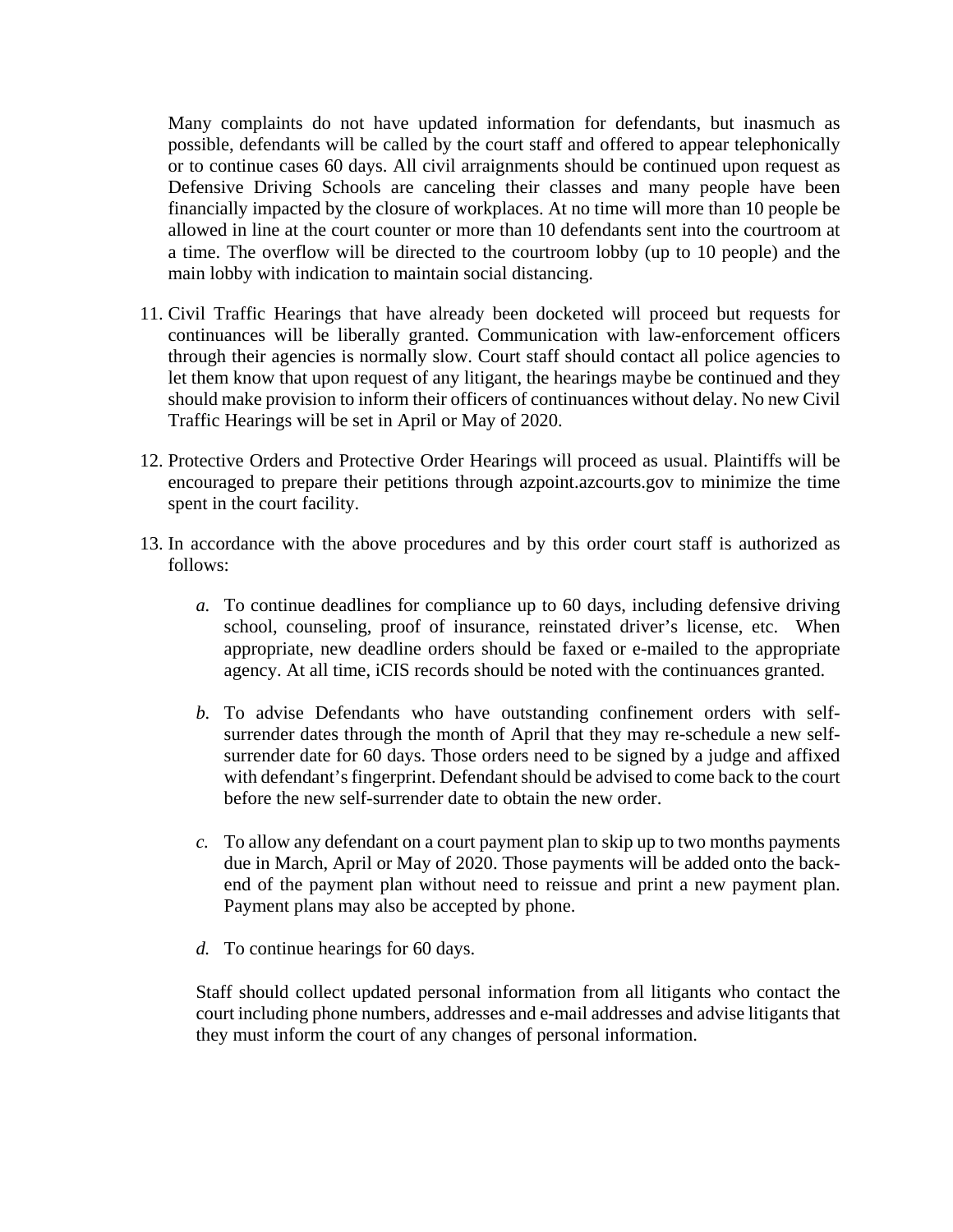Many complaints do not have updated information for defendants, but inasmuch as possible, defendants will be called by the court staff and offered to appear telephonically or to continue cases 60 days. All civil arraignments should be continued upon request as Defensive Driving Schools are canceling their classes and many people have been financially impacted by the closure of workplaces. At no time will more than 10 people be allowed in line at the court counter or more than 10 defendants sent into the courtroom at a time. The overflow will be directed to the courtroom lobby (up to 10 people) and the main lobby with indication to maintain social distancing.

11. Civil Traffic Hearings that have already been docketed will proceed but requests for continuances will be liberally granted. Communication with law-enforcement officers through their agencies is normally slow. Court staff should contact all police agencies to let them know that upon request of any litigant, the hearings maybe be continued and they should make provision to inform their officers of continuances without delay. No new Civil Traffic Hearings will be set in April or May of 2020.

12. Protective Orders and Protective Order Hearings will proceed as usual. Plaintiffs will be encouraged to prepare their petitions through azpoint.azcourts.gov to minimize the time spent in the court facility.

13. In accordance with the above procedures and by this order court staff is authorized as follows:

    *a.* To continue deadlines for compliance up to 60 days, including defensive driving school, counseling, proof of insurance, reinstated driver's license, etc. When appropriate, new deadline orders should be faxed or e-mailed to the appropriate agency. At all time, iCIS records should be noted with the continuances granted.

    *b.* To advise Defendants who have outstanding confinement orders with self-surrender dates through the month of April that they may re-schedule a new self-surrender date for 60 days. Those orders need to be signed by a judge and affixed with defendant's fingerprint. Defendant should be advised to come back to the court before the new self-surrender date to obtain the new order.

    *c.* To allow any defendant on a court payment plan to skip up to two months payments due in March, April or May of 2020. Those payments will be added onto the back-end of the payment plan without need to reissue and print a new payment plan. Payment plans may also be accepted by phone.

    *d.* To continue hearings for 60 days.

    Staff should collect updated personal information from all litigants who contact the court including phone numbers, addresses and e-mail addresses and advise litigants that they must inform the court of any changes of personal information.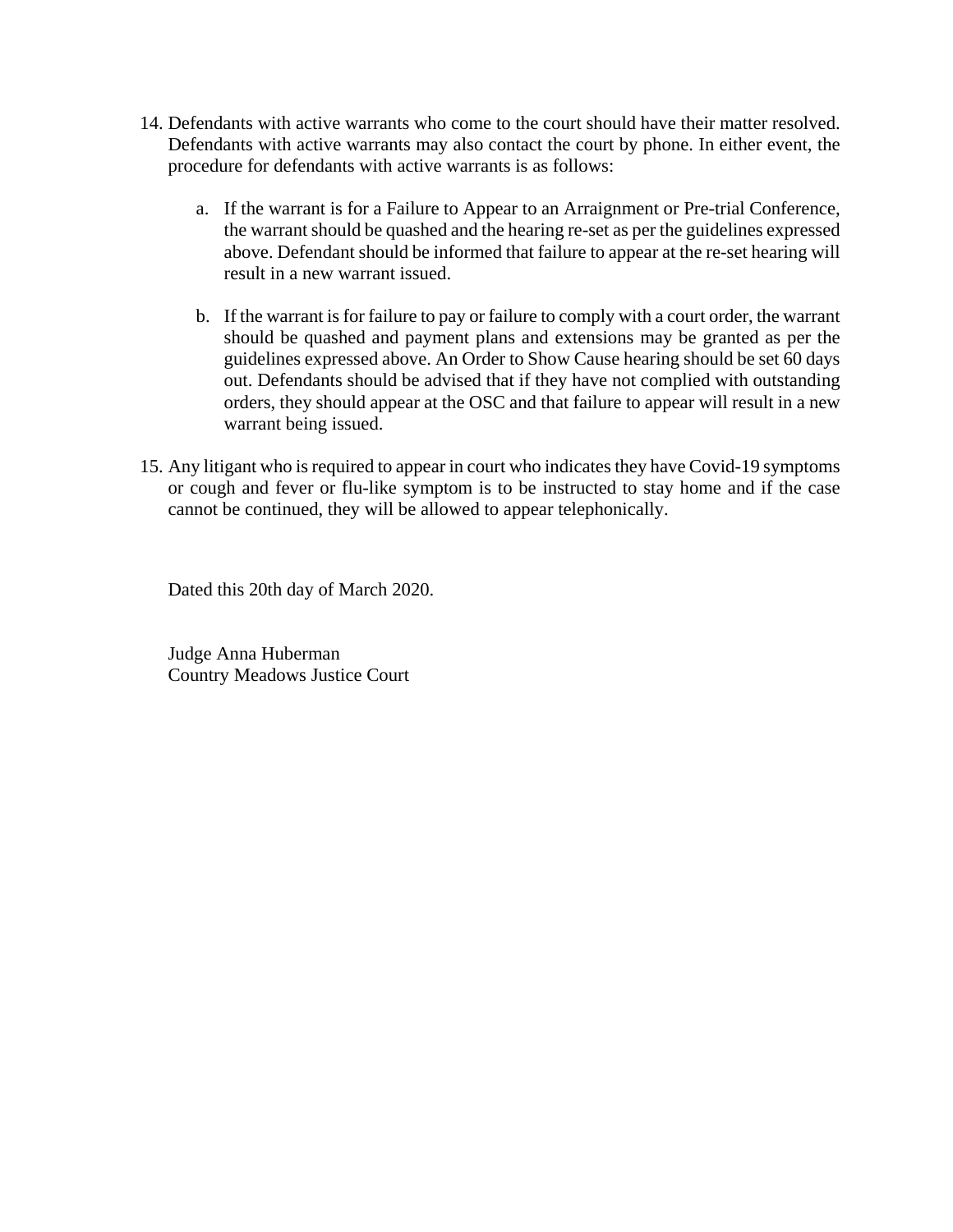14. Defendants with active warrants who come to the court should have their matter resolved. Defendants with active warrants may also contact the court by phone. In either event, the procedure for defendants with active warrants is as follows:

    a. If the warrant is for a Failure to Appear to an Arraignment or Pre-trial Conference, the warrant should be quashed and the hearing re-set as per the guidelines expressed above. Defendant should be informed that failure to appear at the re-set hearing will result in a new warrant issued.

    b. If the warrant is for failure to pay or failure to comply with a court order, the warrant should be quashed and payment plans and extensions may be granted as per the guidelines expressed above. An Order to Show Cause hearing should be set 60 days out. Defendants should be advised that if they have not complied with outstanding orders, they should appear at the OSC and that failure to appear will result in a new warrant being issued.

15. Any litigant who is required to appear in court who indicates they have Covid-19 symptoms or cough and fever or flu-like symptom is to be instructed to stay home and if the case cannot be continued, they will be allowed to appear telephonically.

Dated this 20th day of March 2020.

Judge Anna Huberman
Country Meadows Justice Court